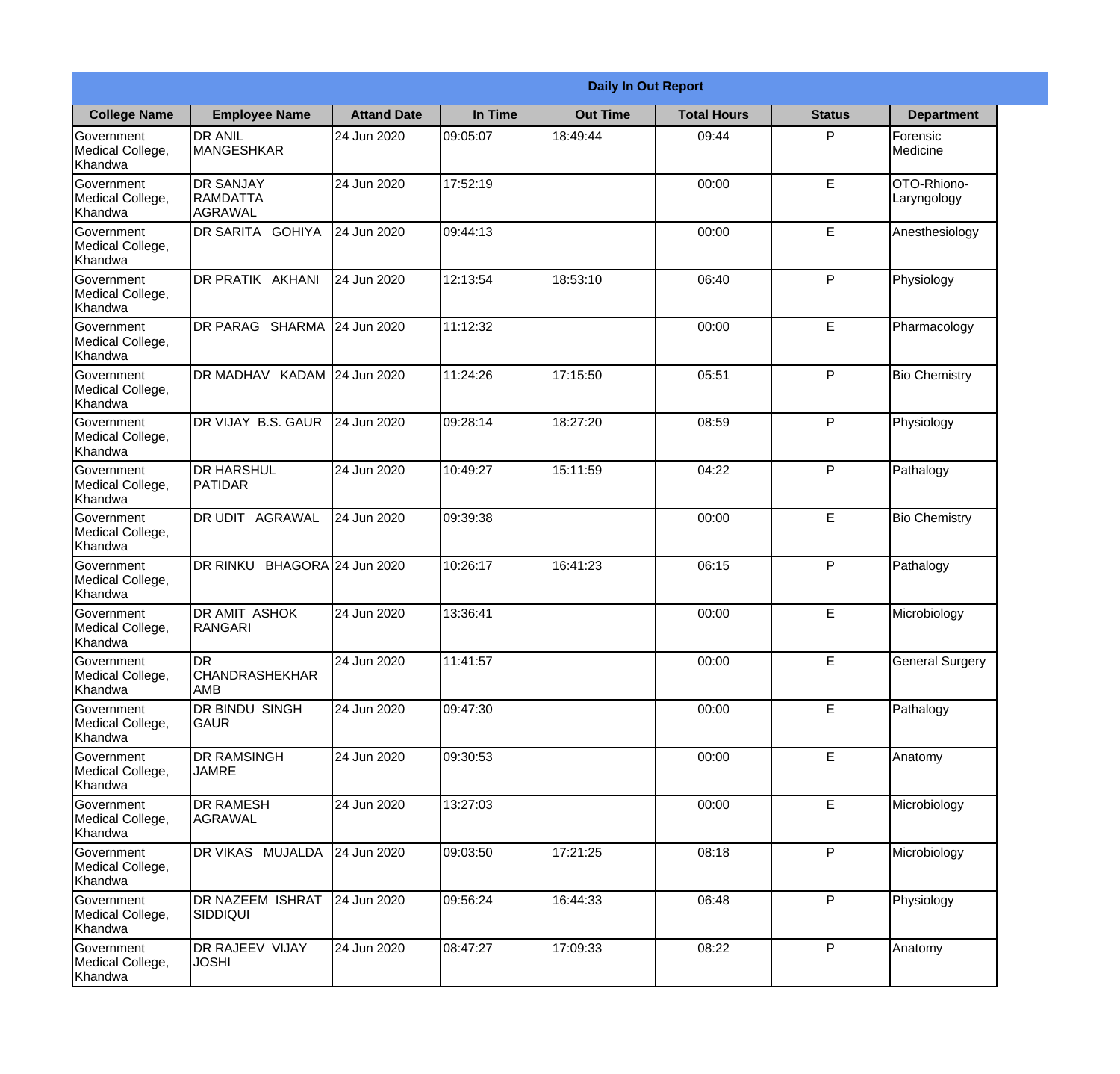# Daily In Out Report

| College Name | Employee Name | Attand Date | In Time | Out Time | Total Hours | Status | Department |
|---|---|---|---|---|---|---|---|
| Government Medical College, Khandwa | DR ANIL MANGESHKAR | 24 Jun 2020 | 09:05:07 | 18:49:44 | 09:44 | P | Forensic Medicine |
| Government Medical College, Khandwa | DR SANJAY RAMDATTA AGRAWAL | 24 Jun 2020 | 17:52:19 | | 00:00 | E | OTO-Rhiono-Laryngology |
| Government Medical College, Khandwa | DR SARITA GOHIYA | 24 Jun 2020 | 09:44:13 | | 00:00 | E | Anesthesiology |
| Government Medical College, Khandwa | DR PRATIK AKHANI | 24 Jun 2020 | 12:13:54 | 18:53:10 | 06:40 | P | Physiology |
| Government Medical College, Khandwa | DR PARAG SHARMA | 24 Jun 2020 | 11:12:32 | | 00:00 | E | Pharmacology |
| Government Medical College, Khandwa | DR MADHAV KADAM | 24 Jun 2020 | 11:24:26 | 17:15:50 | 05:51 | P | Bio Chemistry |
| Government Medical College, Khandwa | DR VIJAY B.S. GAUR | 24 Jun 2020 | 09:28:14 | 18:27:20 | 08:59 | P | Physiology |
| Government Medical College, Khandwa | DR HARSHUL PATIDAR | 24 Jun 2020 | 10:49:27 | 15:11:59 | 04:22 | P | Pathalogy |
| Government Medical College, Khandwa | DR UDIT AGRAWAL | 24 Jun 2020 | 09:39:38 | | 00:00 | E | Bio Chemistry |
| Government Medical College, Khandwa | DR RINKU BHAGORA | 24 Jun 2020 | 10:26:17 | 16:41:23 | 06:15 | P | Pathalogy |
| Government Medical College, Khandwa | DR AMIT ASHOK RANGARI | 24 Jun 2020 | 13:36:41 | | 00:00 | E | Microbiology |
| Government Medical College, Khandwa | DR CHANDRASHEKHAR AMB | 24 Jun 2020 | 11:41:57 | | 00:00 | E | General Surgery |
| Government Medical College, Khandwa | DR BINDU SINGH GAUR | 24 Jun 2020 | 09:47:30 | | 00:00 | E | Pathalogy |
| Government Medical College, Khandwa | DR RAMSINGH JAMRE | 24 Jun 2020 | 09:30:53 | | 00:00 | E | Anatomy |
| Government Medical College, Khandwa | DR RAMESH AGRAWAL | 24 Jun 2020 | 13:27:03 | | 00:00 | E | Microbiology |
| Government Medical College, Khandwa | DR VIKAS MUJALDA | 24 Jun 2020 | 09:03:50 | 17:21:25 | 08:18 | P | Microbiology |
| Government Medical College, Khandwa | DR NAZEEM ISHRAT SIDDIQUI | 24 Jun 2020 | 09:56:24 | 16:44:33 | 06:48 | P | Physiology |
| Government Medical College, Khandwa | DR RAJEEV VIJAY JOSHI | 24 Jun 2020 | 08:47:27 | 17:09:33 | 08:22 | P | Anatomy |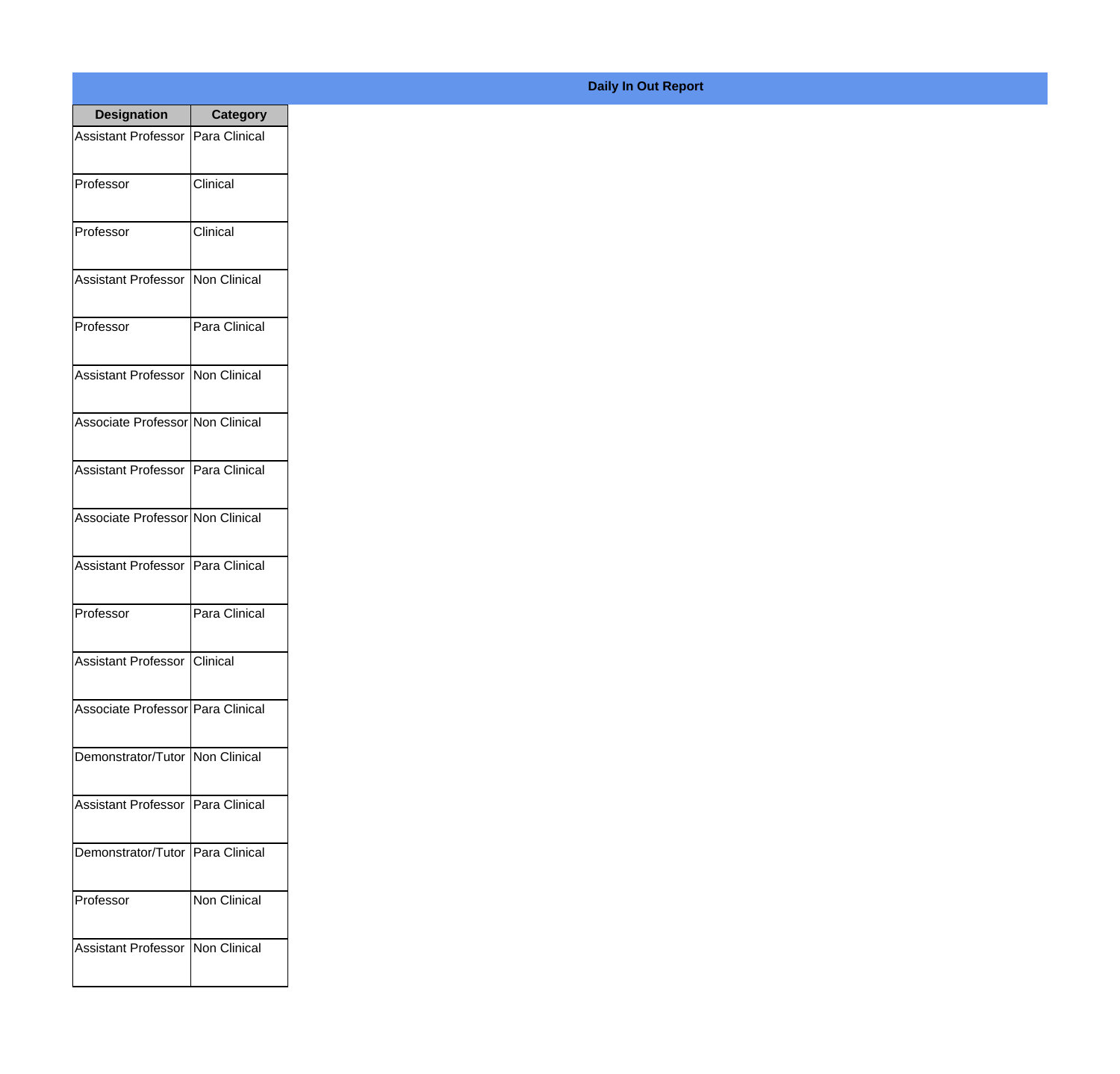**Daily In Out Report**

| Designation | Category |
|---|---|
| Assistant Professor | Para Clinical |
| Professor | Clinical |
| Professor | Clinical |
| Assistant Professor | Non Clinical |
| Professor | Para Clinical |
| Assistant Professor | Non Clinical |
| Associate Professor | Non Clinical |
| Assistant Professor | Para Clinical |
| Associate Professor | Non Clinical |
| Assistant Professor | Para Clinical |
| Professor | Para Clinical |
| Assistant Professor | Clinical |
| Associate Professor | Para Clinical |
| Demonstrator/Tutor | Non Clinical |
| Assistant Professor | Para Clinical |
| Demonstrator/Tutor | Para Clinical |
| Professor | Non Clinical |
| Assistant Professor | Non Clinical |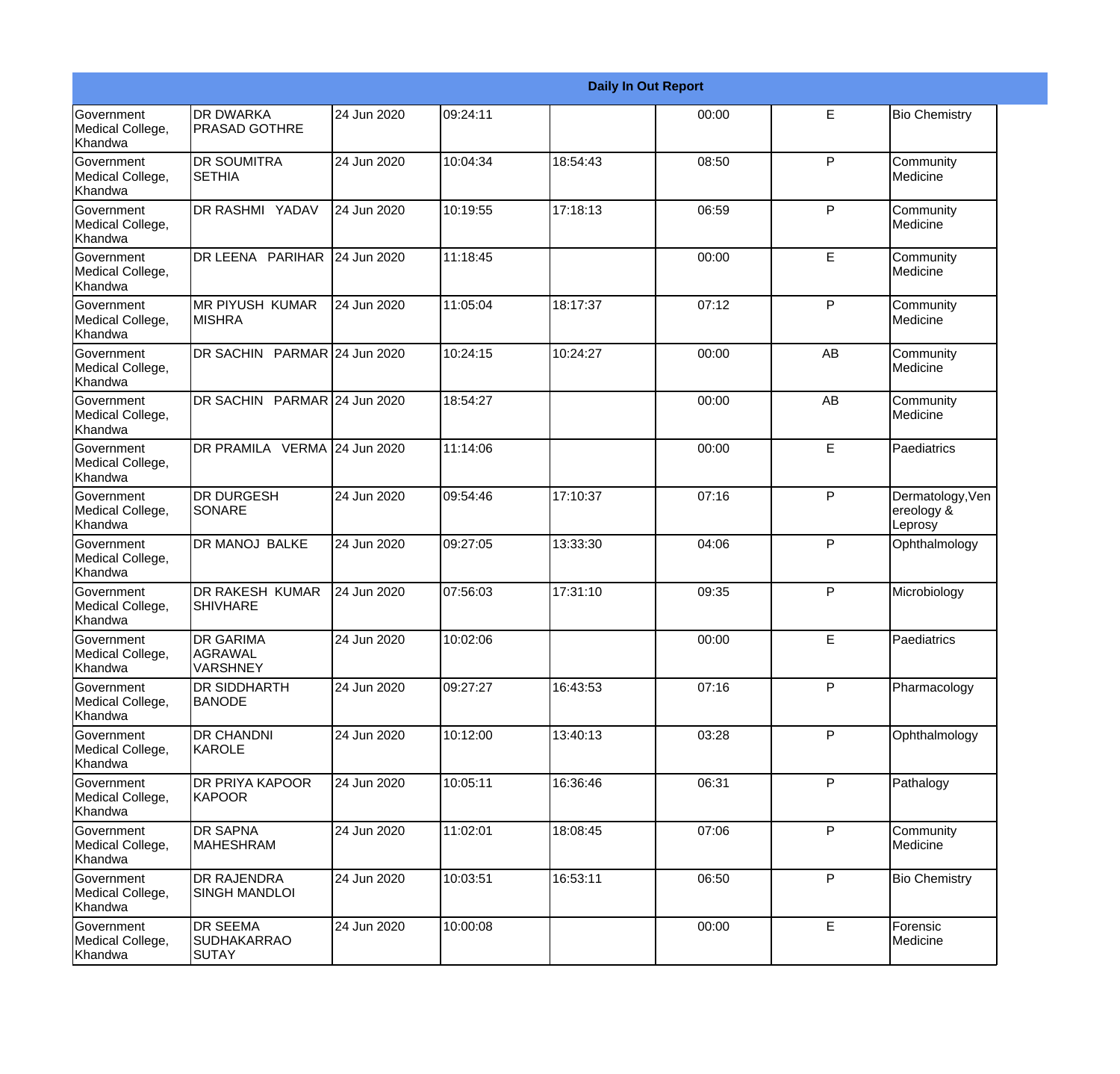| Daily In Out Report | | | | | | | |
|---|---|---|---|---|---|---|---|
| Government Medical College, Khandwa | DR DWARKA PRASAD GOTHRE | 24 Jun 2020 | 09:24:11 | | 00:00 | E | Bio Chemistry |
| Government Medical College, Khandwa | DR SOUMITRA SETHIA | 24 Jun 2020 | 10:04:34 | 18:54:43 | 08:50 | P | Community Medicine |
| Government Medical College, Khandwa | DR RASHMI YADAV | 24 Jun 2020 | 10:19:55 | 17:18:13 | 06:59 | P | Community Medicine |
| Government Medical College, Khandwa | DR LEENA PARIHAR | 24 Jun 2020 | 11:18:45 | | 00:00 | E | Community Medicine |
| Government Medical College, Khandwa | MR PIYUSH KUMAR MISHRA | 24 Jun 2020 | 11:05:04 | 18:17:37 | 07:12 | P | Community Medicine |
| Government Medical College, Khandwa | DR SACHIN PARMAR | 24 Jun 2020 | 10:24:15 | 10:24:27 | 00:00 | AB | Community Medicine |
| Government Medical College, Khandwa | DR SACHIN PARMAR | 24 Jun 2020 | 18:54:27 | | 00:00 | AB | Community Medicine |
| Government Medical College, Khandwa | DR PRAMILA VERMA | 24 Jun 2020 | 11:14:06 | | 00:00 | E | Paediatrics |
| Government Medical College, Khandwa | DR DURGESH SONARE | 24 Jun 2020 | 09:54:46 | 17:10:37 | 07:16 | P | Dermatology,Venereology & Leprosy |
| Government Medical College, Khandwa | DR MANOJ BALKE | 24 Jun 2020 | 09:27:05 | 13:33:30 | 04:06 | P | Ophthalmology |
| Government Medical College, Khandwa | DR RAKESH KUMAR SHIVHARE | 24 Jun 2020 | 07:56:03 | 17:31:10 | 09:35 | P | Microbiology |
| Government Medical College, Khandwa | DR GARIMA AGRAWAL VARSHNEY | 24 Jun 2020 | 10:02:06 | | 00:00 | E | Paediatrics |
| Government Medical College, Khandwa | DR SIDDHARTH BANODE | 24 Jun 2020 | 09:27:27 | 16:43:53 | 07:16 | P | Pharmacology |
| Government Medical College, Khandwa | DR CHANDNI KAROLE | 24 Jun 2020 | 10:12:00 | 13:40:13 | 03:28 | P | Ophthalmology |
| Government Medical College, Khandwa | DR PRIYA KAPOOR KAPOOR | 24 Jun 2020 | 10:05:11 | 16:36:46 | 06:31 | P | Pathalogy |
| Government Medical College, Khandwa | DR SAPNA MAHESHRAM | 24 Jun 2020 | 11:02:01 | 18:08:45 | 07:06 | P | Community Medicine |
| Government Medical College, Khandwa | DR RAJENDRA SINGH MANDLOI | 24 Jun 2020 | 10:03:51 | 16:53:11 | 06:50 | P | Bio Chemistry |
| Government Medical College, Khandwa | DR SEEMA SUDHAKARRAO SUTAY | 24 Jun 2020 | 10:00:08 | | 00:00 | E | Forensic Medicine |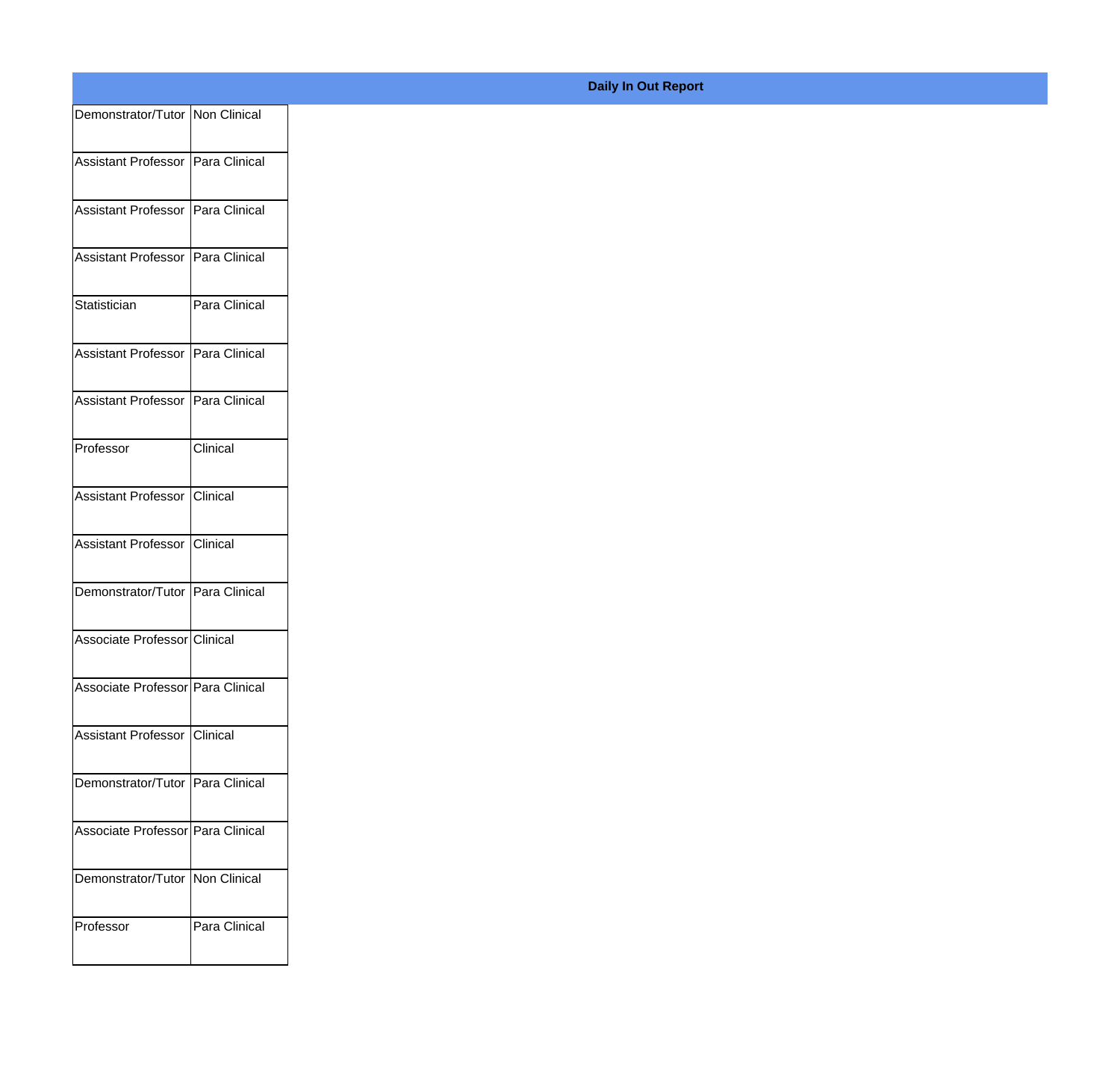**Daily In Out Report**

| | |
|---|---|
| Demonstrator/Tutor | Non Clinical |
| Assistant Professor | Para Clinical |
| Assistant Professor | Para Clinical |
| Assistant Professor | Para Clinical |
| Statistician | Para Clinical |
| Assistant Professor | Para Clinical |
| Assistant Professor | Para Clinical |
| Professor | Clinical |
| Assistant Professor | Clinical |
| Assistant Professor | Clinical |
| Demonstrator/Tutor | Para Clinical |
| Associate Professor | Clinical |
| Associate Professor | Para Clinical |
| Assistant Professor | Clinical |
| Demonstrator/Tutor | Para Clinical |
| Associate Professor | Para Clinical |
| Demonstrator/Tutor | Non Clinical |
| Professor | Para Clinical |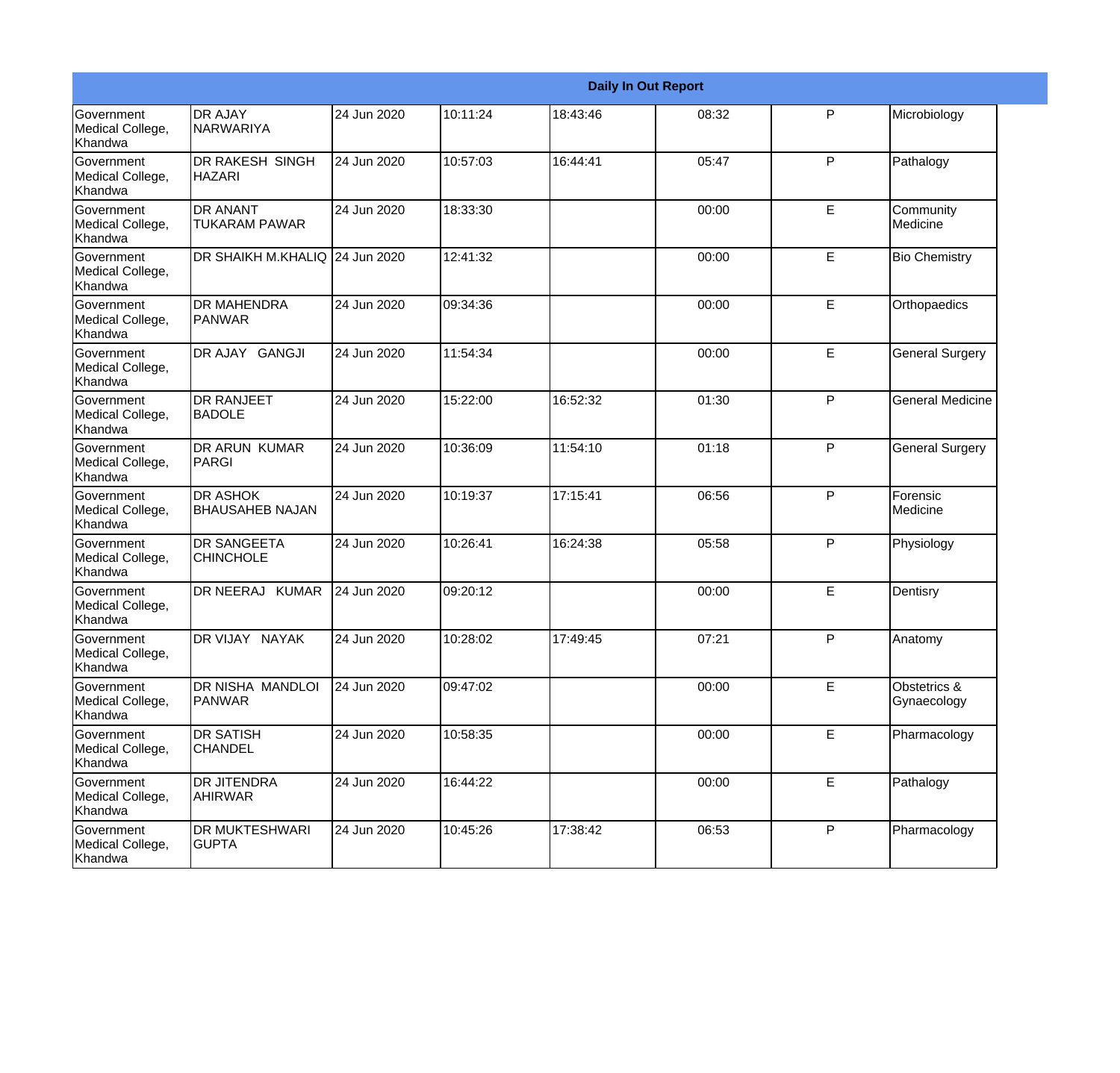| Daily In Out Report | | | | | | | |
|---|---|---|---|---|---|---|---|
| Government Medical College, Khandwa | DR AJAY NARWARIYA | 24 Jun 2020 | 10:11:24 | 18:43:46 | 08:32 | P | Microbiology |
| Government Medical College, Khandwa | DR RAKESH SINGH HAZARI | 24 Jun 2020 | 10:57:03 | 16:44:41 | 05:47 | P | Pathalogy |
| Government Medical College, Khandwa | DR ANANT TUKARAM PAWAR | 24 Jun 2020 | 18:33:30 | | 00:00 | E | Community Medicine |
| Government Medical College, Khandwa | DR SHAIKH M.KHALIQ | 24 Jun 2020 | 12:41:32 | | 00:00 | E | Bio Chemistry |
| Government Medical College, Khandwa | DR MAHENDRA PANWAR | 24 Jun 2020 | 09:34:36 | | 00:00 | E | Orthopaedics |
| Government Medical College, Khandwa | DR AJAY GANGJI | 24 Jun 2020 | 11:54:34 | | 00:00 | E | General Surgery |
| Government Medical College, Khandwa | DR RANJEET BADOLE | 24 Jun 2020 | 15:22:00 | 16:52:32 | 01:30 | P | General Medicine |
| Government Medical College, Khandwa | DR ARUN KUMAR PARGI | 24 Jun 2020 | 10:36:09 | 11:54:10 | 01:18 | P | General Surgery |
| Government Medical College, Khandwa | DR ASHOK BHAUSAHEB NAJAN | 24 Jun 2020 | 10:19:37 | 17:15:41 | 06:56 | P | Forensic Medicine |
| Government Medical College, Khandwa | DR SANGEETA CHINCHOLE | 24 Jun 2020 | 10:26:41 | 16:24:38 | 05:58 | P | Physiology |
| Government Medical College, Khandwa | DR NEERAJ KUMAR | 24 Jun 2020 | 09:20:12 | | 00:00 | E | Dentisry |
| Government Medical College, Khandwa | DR VIJAY NAYAK | 24 Jun 2020 | 10:28:02 | 17:49:45 | 07:21 | P | Anatomy |
| Government Medical College, Khandwa | DR NISHA MANDLOI PANWAR | 24 Jun 2020 | 09:47:02 | | 00:00 | E | Obstetrics & Gynaecology |
| Government Medical College, Khandwa | DR SATISH CHANDEL | 24 Jun 2020 | 10:58:35 | | 00:00 | E | Pharmacology |
| Government Medical College, Khandwa | DR JITENDRA AHIRWAR | 24 Jun 2020 | 16:44:22 | | 00:00 | E | Pathalogy |
| Government Medical College, Khandwa | DR MUKTESHWARI GUPTA | 24 Jun 2020 | 10:45:26 | 17:38:42 | 06:53 | P | Pharmacology |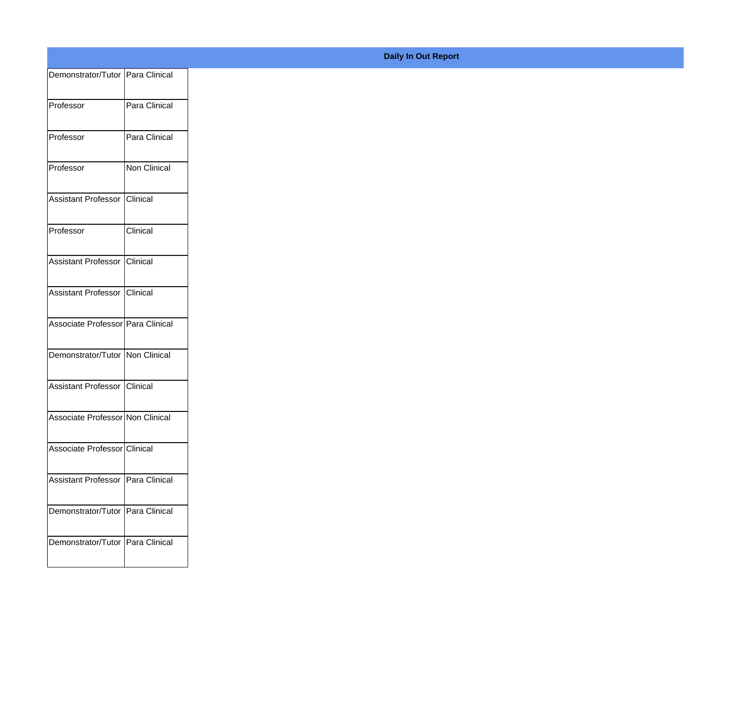**Daily In Out Report**

| | |
|---|---|
| Demonstrator/Tutor | Para Clinical |
| Professor | Para Clinical |
| Professor | Para Clinical |
| Professor | Non Clinical |
| Assistant Professor | Clinical |
| Professor | Clinical |
| Assistant Professor | Clinical |
| Assistant Professor | Clinical |
| Associate Professor | Para Clinical |
| Demonstrator/Tutor | Non Clinical |
| Assistant Professor | Clinical |
| Associate Professor | Non Clinical |
| Associate Professor | Clinical |
| Assistant Professor | Para Clinical |
| Demonstrator/Tutor | Para Clinical |
| Demonstrator/Tutor | Para Clinical |